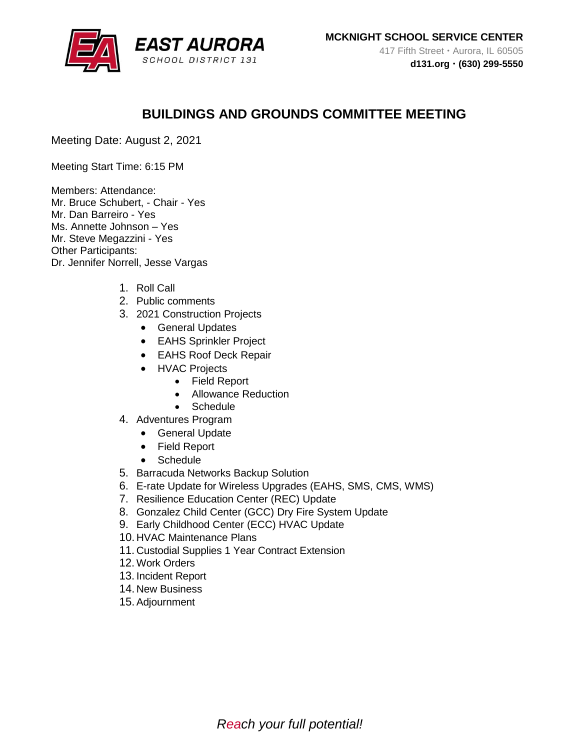**EAST AURORA**
SCHOOL DISTRICT 131

**MCKNIGHT SCHOOL SERVICE CENTER**
417 Fifth Street • Aurora, IL 60505
**d131.org • (630) 299-5550**

# BUILDINGS AND GROUNDS COMMITTEE MEETING

Meeting Date: August 2, 2021

Meeting Start Time: 6:15 PM

Members: Attendance:
Mr. Bruce Schubert, - Chair - Yes
Mr. Dan Barreiro - Yes
Ms. Annette Johnson – Yes
Mr. Steve Megazzini - Yes
Other Participants:
Dr. Jennifer Norrell, Jesse Vargas

1. Roll Call
2. Public comments
3. 2021 Construction Projects
   - General Updates
   - EAHS Sprinkler Project
   - EAHS Roof Deck Repair
   - HVAC Projects
     - Field Report
     - Allowance Reduction
     - Schedule
4. Adventures Program
   - General Update
   - Field Report
   - Schedule
5. Barracuda Networks Backup Solution
6. E-rate Update for Wireless Upgrades (EAHS, SMS, CMS, WMS)
7. Resilience Education Center (REC) Update
8. Gonzalez Child Center (GCC) Dry Fire System Update
9. Early Childhood Center (ECC) HVAC Update
10. HVAC Maintenance Plans
11. Custodial Supplies 1 Year Contract Extension
12. Work Orders
13. Incident Report
14. New Business
15. Adjournment

*Reach your full potential!*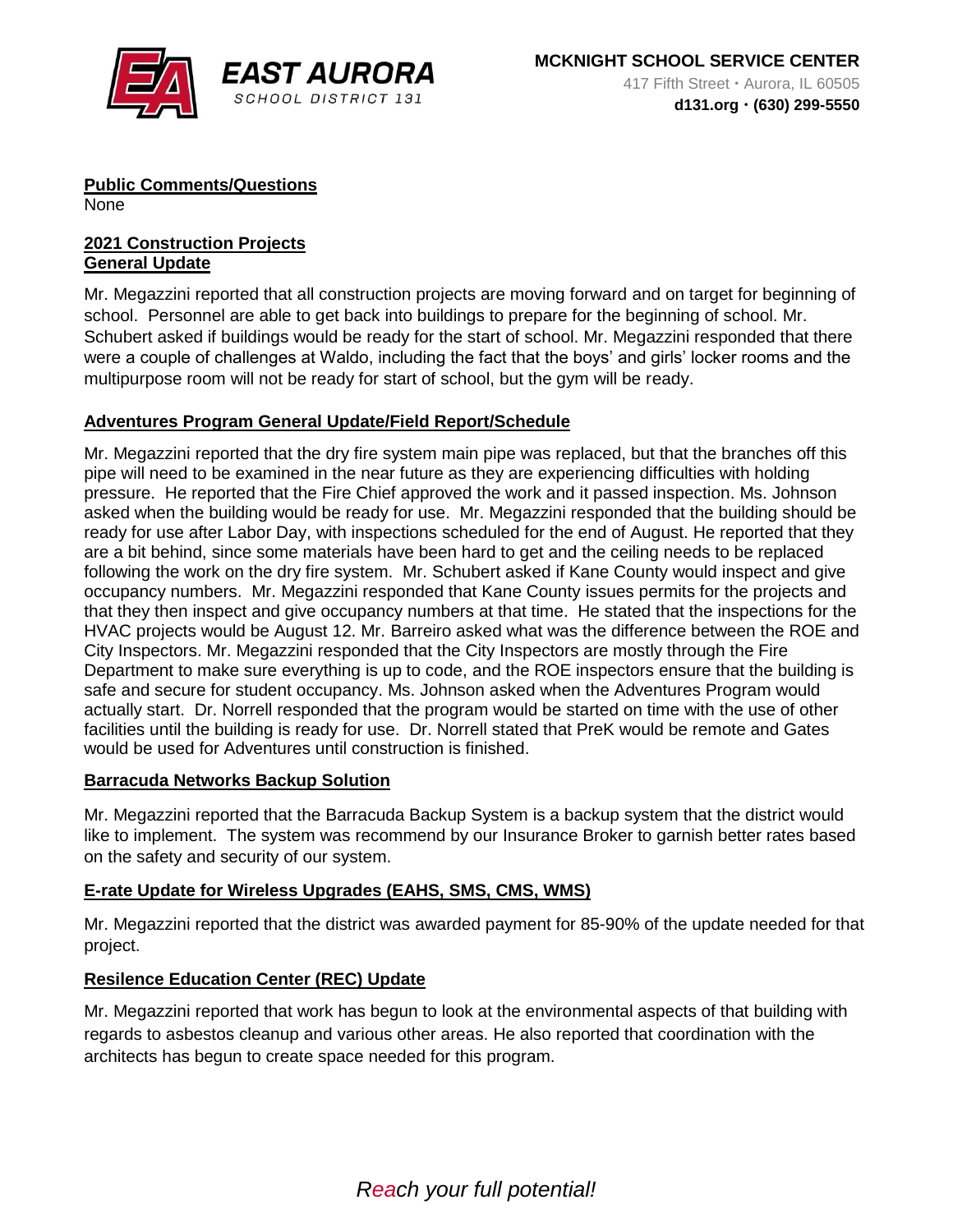**Public Comments/Questions**

None

**2021 Construction Projects**

**General Update**

Mr. Megazzini reported that all construction projects are moving forward and on target for beginning of school. Personnel are able to get back into buildings to prepare for the beginning of school. Mr. Schubert asked if buildings would be ready for the start of school. Mr. Megazzini responded that there were a couple of challenges at Waldo, including the fact that the boys' and girls' locker rooms and the multipurpose room will not be ready for start of school, but the gym will be ready.

**Adventures Program General Update/Field Report/Schedule**

Mr. Megazzini reported that the dry fire system main pipe was replaced, but that the branches off this pipe will need to be examined in the near future as they are experiencing difficulties with holding pressure. He reported that the Fire Chief approved the work and it passed inspection. Ms. Johnson asked when the building would be ready for use. Mr. Megazzini responded that the building should be ready for use after Labor Day, with inspections scheduled for the end of August. He reported that they are a bit behind, since some materials have been hard to get and the ceiling needs to be replaced following the work on the dry fire system. Mr. Schubert asked if Kane County would inspect and give occupancy numbers. Mr. Megazzini responded that Kane County issues permits for the projects and that they then inspect and give occupancy numbers at that time. He stated that the inspections for the HVAC projects would be August 12. Mr. Barreiro asked what was the difference between the ROE and City Inspectors. Mr. Megazzini responded that the City Inspectors are mostly through the Fire Department to make sure everything is up to code, and the ROE inspectors ensure that the building is safe and secure for student occupancy. Ms. Johnson asked when the Adventures Program would actually start. Dr. Norrell responded that the program would be started on time with the use of other facilities until the building is ready for use. Dr. Norrell stated that PreK would be remote and Gates would be used for Adventures until construction is finished.

**Barracuda Networks Backup Solution**

Mr. Megazzini reported that the Barracuda Backup System is a backup system that the district would like to implement. The system was recommend by our Insurance Broker to garnish better rates based on the safety and security of our system.

**E-rate Update for Wireless Upgrades (EAHS, SMS, CMS, WMS)**

Mr. Megazzini reported that the district was awarded payment for 85-90% of the update needed for that project.

**Resilence Education Center (REC) Update**

Mr. Megazzini reported that work has begun to look at the environmental aspects of that building with regards to asbestos cleanup and various other areas. He also reported that coordination with the architects has begun to create space needed for this program.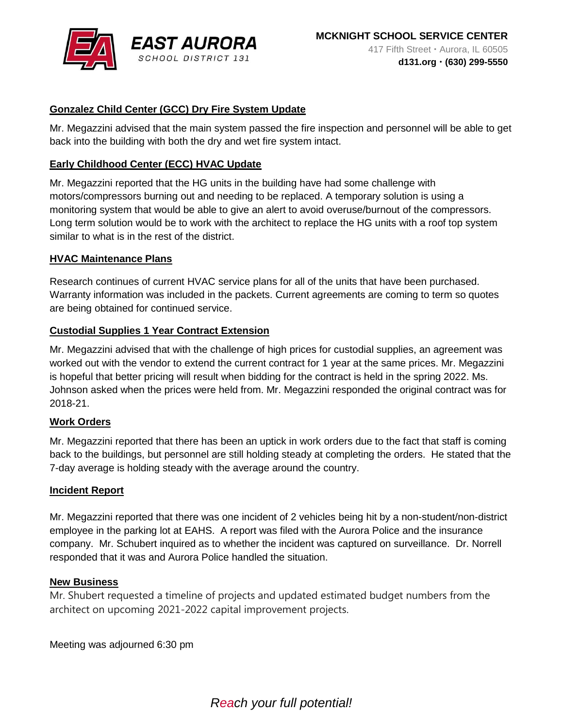**Gonzalez Child Center (GCC) Dry Fire System Update**

Mr. Megazzini advised that the main system passed the fire inspection and personnel will be able to get back into the building with both the dry and wet fire system intact.

**Early Childhood Center (ECC) HVAC Update**

Mr. Megazzini reported that the HG units in the building have had some challenge with motors/compressors burning out and needing to be replaced. A temporary solution is using a monitoring system that would be able to give an alert to avoid overuse/burnout of the compressors. Long term solution would be to work with the architect to replace the HG units with a roof top system similar to what is in the rest of the district.

**HVAC Maintenance Plans**

Research continues of current HVAC service plans for all of the units that have been purchased. Warranty information was included in the packets. Current agreements are coming to term so quotes are being obtained for continued service.

**Custodial Supplies 1 Year Contract Extension**

Mr. Megazzini advised that with the challenge of high prices for custodial supplies, an agreement was worked out with the vendor to extend the current contract for 1 year at the same prices. Mr. Megazzini is hopeful that better pricing will result when bidding for the contract is held in the spring 2022. Ms. Johnson asked when the prices were held from. Mr. Megazzini responded the original contract was for 2018-21.

**Work Orders**

Mr. Megazzini reported that there has been an uptick in work orders due to the fact that staff is coming back to the buildings, but personnel are still holding steady at completing the orders. He stated that the 7-day average is holding steady with the average around the country.

**Incident Report**

Mr. Megazzini reported that there was one incident of 2 vehicles being hit by a non-student/non-district employee in the parking lot at EAHS. A report was filed with the Aurora Police and the insurance company. Mr. Schubert inquired as to whether the incident was captured on surveillance. Dr. Norrell responded that it was and Aurora Police handled the situation.

**New Business**

Mr. Shubert requested a timeline of projects and updated estimated budget numbers from the architect on upcoming 2021-2022 capital improvement projects.

Meeting was adjourned 6:30 pm